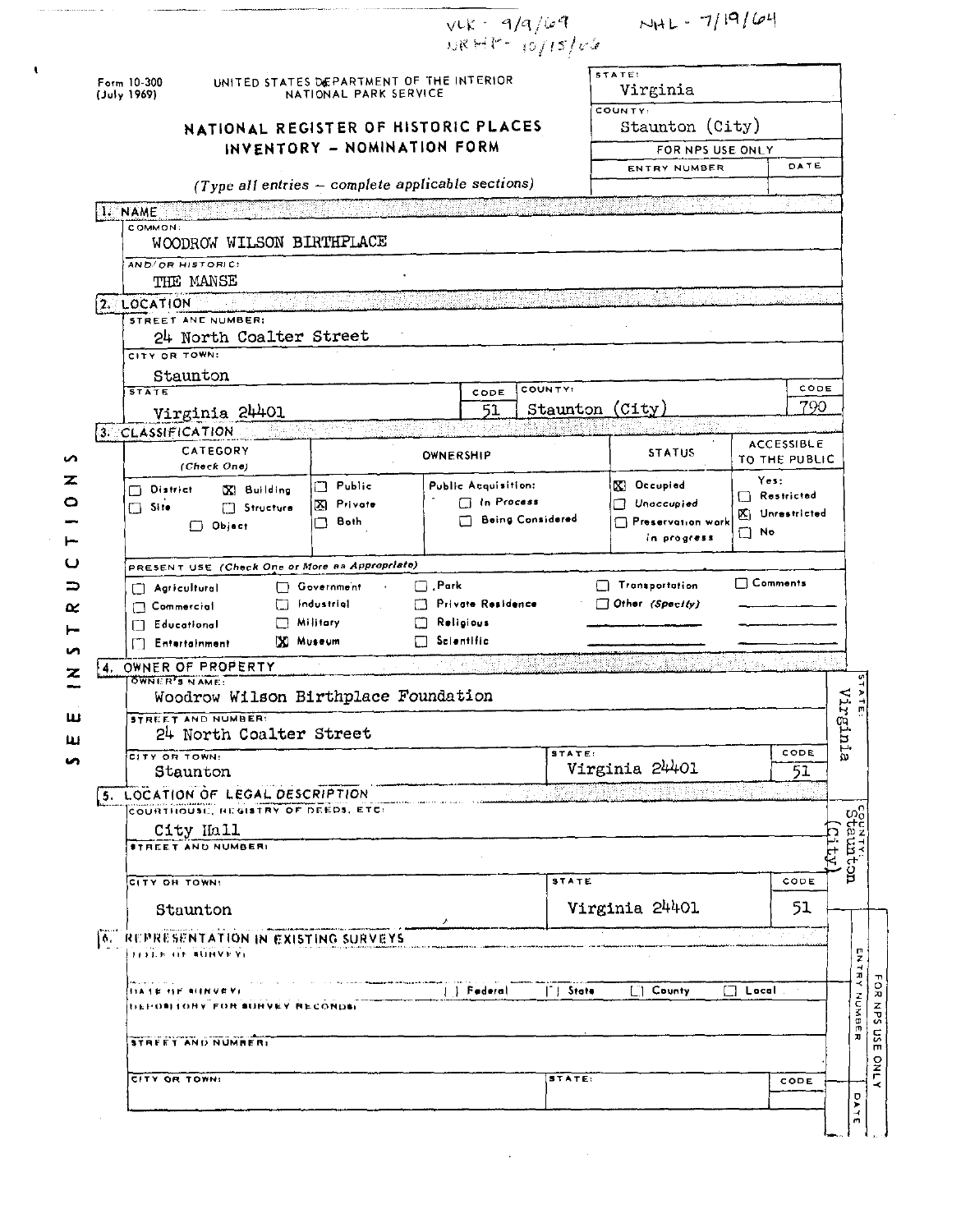VLR - 9/9/69 NRHP - 10/15/66 NHL - 7/19/64

Form 10-300 (July 1969)

UNITED STATES DEPARTMENT OF THE INTERIOR
NATIONAL PARK SERVICE

## NATIONAL REGISTER OF HISTORIC PLACES INVENTORY - NOMINATION FORM

*(Type all entries - complete applicable sections)*

| STATE: | |
|---|---|
| Virginia | |
| COUNTY: | |
| Staunton (City) | |
| FOR NPS USE ONLY | |
| ENTRY NUMBER | DATE |
| | |

SEE INSTRUCTIONS

### 1. NAME

COMMON:
WOODROW WILSON BIRTHPLACE

AND/OR HISTORIC:
THE MANSE

### 2. LOCATION

STREET AND NUMBER:
24 North Coalter Street

CITY OR TOWN:
Staunton

| STATE | CODE | COUNTY: | CODE |
|---|---|---|---|
| Virginia 24401 | 51 | Staunton (City) | 790 |

### 3. CLASSIFICATION

| CATEGORY (Check One) | OWNERSHIP | | STATUS | ACCESSIBLE TO THE PUBLIC |
|---|---|---|---|---|
| ☐ District ☒ Building ☐ Site ☐ Structure ☐ Object | ☐ Public ☒ Private ☐ Both | Public Acquisition: ☐ In Process ☐ Being Considered | ☒ Occupied ☐ Unoccupied ☐ Preservation work in progress | Yes: ☐ Restricted ☒ Unrestricted ☐ No |

PRESENT USE *(Check One or More as Appropriate)*

| | | | | |
|---|---|---|---|---|
| ☐ Agricultural | ☐ Government | ☐ Park | ☐ Transportation | ☐ Comments |
| ☐ Commercial | ☐ Industrial | ☐ Private Residence | ☐ Other (Specify) | |
| ☐ Educational | ☐ Military | ☐ Religious | | |
| ☐ Entertainment | ☒ Museum | ☐ Scientific | | |

### 4. OWNER OF PROPERTY

OWNER'S NAME:
Woodrow Wilson Birthplace Foundation

STREET AND NUMBER:
24 North Coalter Street

| CITY OR TOWN: | STATE: | CODE |
|---|---|---|
| Staunton | Virginia 24401 | 51 |

STATE: Virginia

### 5. LOCATION OF LEGAL DESCRIPTION

COURTHOUSE, REGISTRY OF DEEDS, ETC:
City Hall

STREET AND NUMBER:

| CITY OR TOWN: | STATE | CODE |
|---|---|---|
| Staunton | Virginia 24401 | 51 |

COUNTY: Staunton (City)

### 6. REPRESENTATION IN EXISTING SURVEYS

TITLE OF SURVEY:

DATE OF SURVEY: ☐ Federal ☐ State ☐ County ☐ Local

DEPOSITORY FOR SURVEY RECORDS:

STREET AND NUMBER:

| CITY OR TOWN: | STATE: | CODE |
|---|---|---|
| | | |

FOR NPS USE ONLY — ENTRY NUMBER — DATE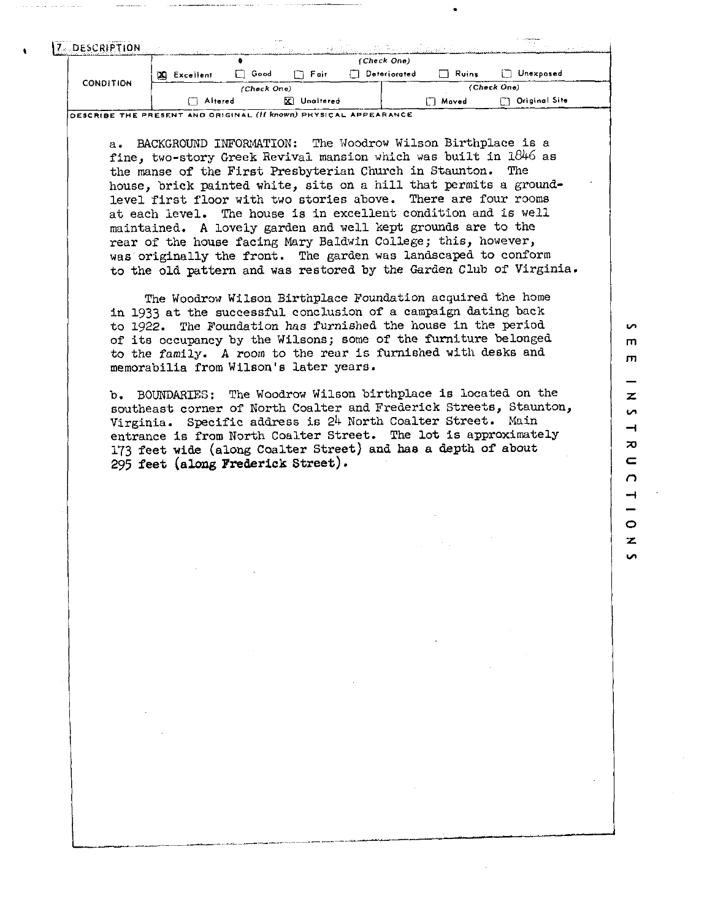## 7. DESCRIPTION

| CONDITION | (Check One) | | | | | |
|---|---|---|---|---|---|---|
| | [X] Excellent | [ ] Good | [ ] Fair | [ ] Deteriorated | [ ] Ruins | [ ] Unexposed |
| | (Check One) | | | (Check One) | | |
| | [ ] Altered | [X] Unaltered | | [ ] Moved | [ ] Original Site | |

DESCRIBE THE PRESENT AND ORIGINAL *(if known)* PHYSICAL APPEARANCE

a. BACKGROUND INFORMATION: The Woodrow Wilson Birthplace is a fine, two-story Greek Revival mansion which was built in 1846 as the manse of the First Presbyterian Church in Staunton. The house, brick painted white, sits on a hill that permits a ground-level first floor with two stories above. There are four rooms at each level. The house is in excellent condition and is well maintained. A lovely garden and well kept grounds are to the rear of the house facing Mary Baldwin College; this, however, was originally the front. The garden was landscaped to conform to the old pattern and was restored by the Garden Club of Virginia.

The Woodrow Wilson Birthplace Foundation acquired the home in 1933 at the successful conclusion of a campaign dating back to 1922. The Foundation has furnished the house in the period of its occupancy by the Wilsons; some of the furniture belonged to the family. A room to the rear is furnished with desks and memorabilia from Wilson's later years.

b. BOUNDARIES: The Woodrow Wilson birthplace is located on the southeast corner of North Coalter and Frederick Streets, Staunton, Virginia. Specific address is 24 North Coalter Street. Main entrance is from North Coalter Street. The lot is approximately 173 feet wide (along Coalter Street) and has a depth of about 295 feet (along Frederick Street).

SEE INSTRUCTIONS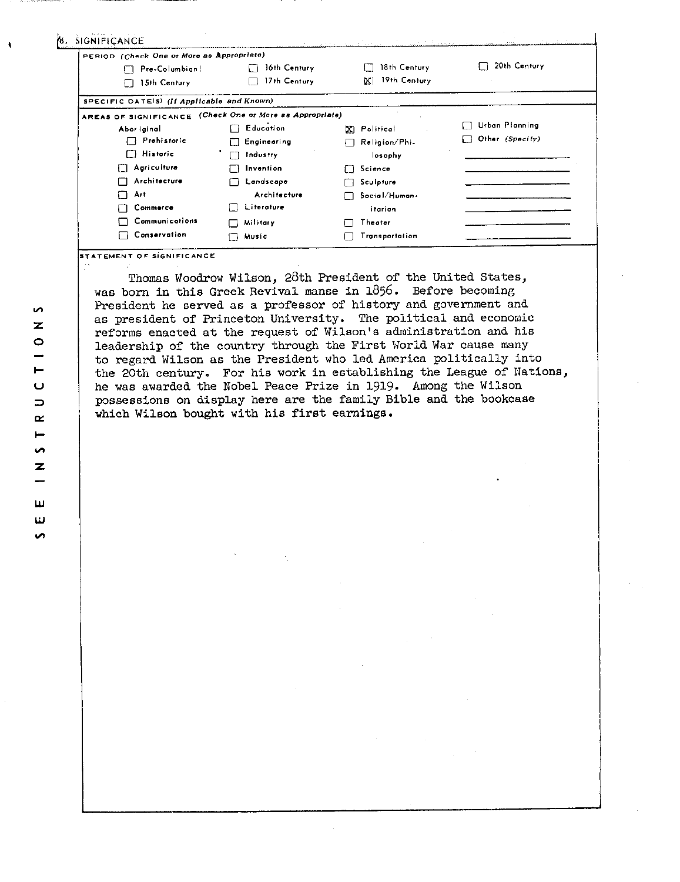## 8. SIGNIFICANCE

**PERIOD** *(Check One or More as Appropriate)*

| | | | |
|---|---|---|---|
| ☐ Pre-Columbian | ☐ 16th Century | ☐ 18th Century | ☐ 20th Century |
| ☐ 15th Century | ☐ 17th Century | ☒ 19th Century | |

**SPECIFIC DATE(S)** *(If Applicable and Known)*

**AREAS OF SIGNIFICANCE** *(Check One or More as Appropriate)*

| | | | |
|---|---|---|---|
| Aboriginal | ☐ Education | ☒ Political | ☐ Urban Planning |
| ☐ Prehistoric | ☐ Engineering | ☐ Religion/Philosophy | ☐ Other *(Specify)* |
| ☐ Historic | ☐ Industry | ☐ Science | |
| ☐ Agriculture | ☐ Invention | ☐ Sculpture | |
| ☐ Architecture | ☐ Landscape Architecture | ☐ Social/Humanitarian | |
| ☐ Art | ☐ Literature | ☐ Theater | |
| ☐ Commerce | ☐ Military | ☐ Transportation | |
| ☐ Communications | ☐ Music | | |
| ☐ Conservation | | | |

**STATEMENT OF SIGNIFICANCE**

Thomas Woodrow Wilson, 28th President of the United States, was born in this Greek Revival manse in 1856. Before becoming President he served as a professor of history and government and as president of Princeton University. The political and economic reforms enacted at the request of Wilson's administration and his leadership of the country through the First World War cause many to regard Wilson as the President who led America politically into the 20th century. For his work in establishing the League of Nations, he was awarded the Nobel Peace Prize in 1919. Among the Wilson possessions on display here are the family Bible and the bookcase which Wilson bought with his first earnings.

SEE INSTRUCTIONS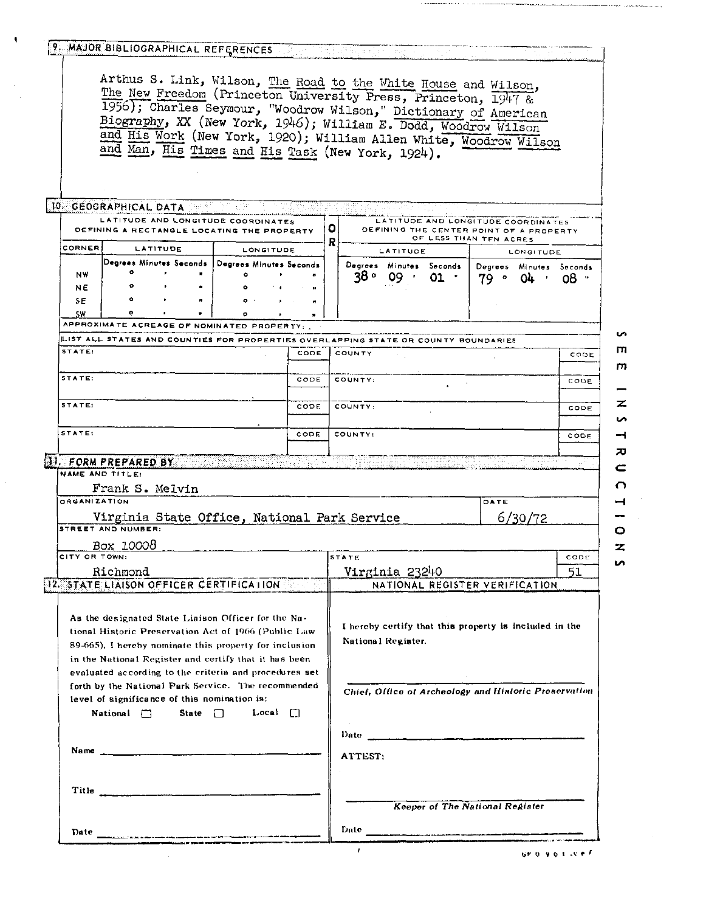## 9. MAJOR BIBLIOGRAPHICAL REFERENCES

Arthus S. Link, Wilson, The Road to the White House and Wilson, The New Freedom (Princeton University Press, Princeton, 1947 & 1956); Charles Seymour, "Woodrow Wilson," Dictionary of American Biography, XX (New York, 1946); William E. Dodd, Woodrow Wilson and His Work (New York, 1920); William Allen White, Woodrow Wilson and Man, His Times and His Task (New York, 1924).

## 10. GEOGRAPHICAL DATA

| LATITUDE AND LONGITUDE COORDINATES DEFINING A RECTANGLE LOCATING THE PROPERTY | | | O R | LATITUDE AND LONGITUDE COORDINATES DEFINING THE CENTER POINT OF A PROPERTY OF LESS THAN TEN ACRES | |
|---|---|---|---|---|---|
| CORNER | LATITUDE (Degrees Minutes Seconds) | LONGITUDE (Degrees Minutes Seconds) | | LATITUDE (Degrees Minutes Seconds) | LONGITUDE (Degrees Minutes Seconds) |
| NW | ° ' " | ° ' " | | 38° 09' 01" | 79° 04' 08" |
| NE | ° ' " | ° ' " | | | |
| SE | ° ' " | ° ' " | | | |
| SW | ° ' " | ° ' " | | | |

APPROXIMATE ACREAGE OF NOMINATED PROPERTY:

LIST ALL STATES AND COUNTIES FOR PROPERTIES OVERLAPPING STATE OR COUNTY BOUNDARIES

| STATE: | CODE | COUNTY: | CODE |
|---|---|---|---|
| STATE: | CODE | COUNTY: | CODE |
| STATE: | CODE | COUNTY: | CODE |
| STATE: | CODE | COUNTY: | CODE |

## 11. FORM PREPARED BY

NAME AND TITLE:
Frank S. Melvin

ORGANIZATION: Virginia State Office, National Park Service
DATE: 6/30/72

STREET AND NUMBER:
Box 10008

CITY OR TOWN: Richmond
STATE: Virginia 23240
CODE: 51

## 12. STATE LIAISON OFFICER CERTIFICATION

As the designated State Liaison Officer for the National Historic Preservation Act of 1966 (Public Law 89-665), I hereby nominate this property for inclusion in the National Register and certify that it has been evaluated according to the criteria and procedures set forth by the National Park Service. The recommended level of significance of this nomination is:

National ☐ State ☐ Local ☐

Name ______________________

Title ______________________

Date ______________________

## NATIONAL REGISTER VERIFICATION

I hereby certify that this property is included in the National Register.

______________________

*Chief, Office of Archeology and Historic Preservation*

Date ______________________

ATTEST:

______________________

*Keeper of The National Register*

Date ______________________

SEE INSTRUCTIONS